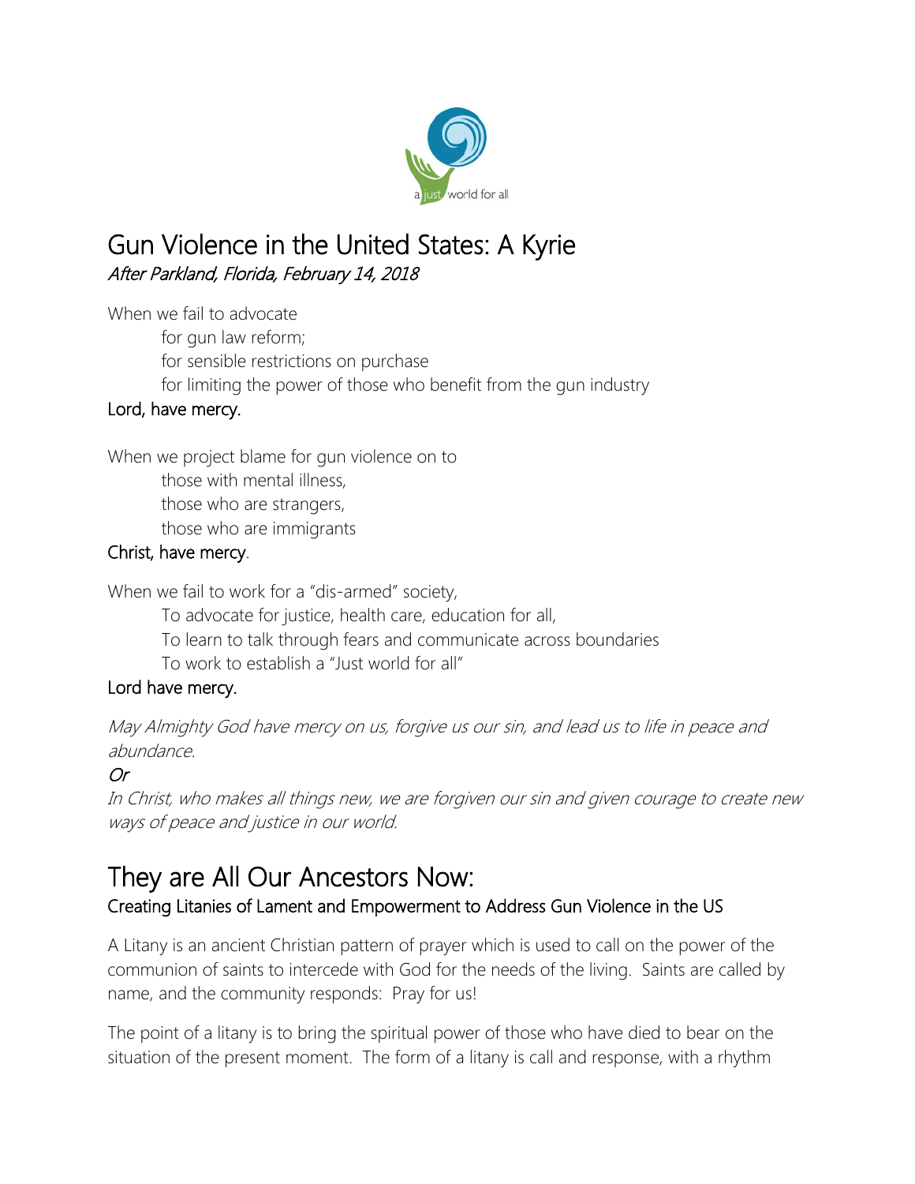a just world for all

# Gun Violence in the United States: A Kyrie

*After Parkland, Florida, February 14, 2018*

When we fail to advocate
  for gun law reform;
  for sensible restrictions on purchase
  for limiting the power of those who benefit from the gun industry

Lord, have mercy.

When we project blame for gun violence on to
  those with mental illness,
  those who are strangers,
  those who are immigrants

Christ, have mercy.

When we fail to work for a "dis-armed" society,
  To advocate for justice, health care, education for all,
  To learn to talk through fears and communicate across boundaries
  To work to establish a "Just world for all"

Lord have mercy.

*May Almighty God have mercy on us, forgive us our sin, and lead us to life in peace and abundance.*

*Or*

*In Christ, who makes all things new, we are forgiven our sin and given courage to create new ways of peace and justice in our world.*

# They are All Our Ancestors Now:

## Creating Litanies of Lament and Empowerment to Address Gun Violence in the US

A Litany is an ancient Christian pattern of prayer which is used to call on the power of the communion of saints to intercede with God for the needs of the living. Saints are called by name, and the community responds: Pray for us!

The point of a litany is to bring the spiritual power of those who have died to bear on the situation of the present moment. The form of a litany is call and response, with a rhythm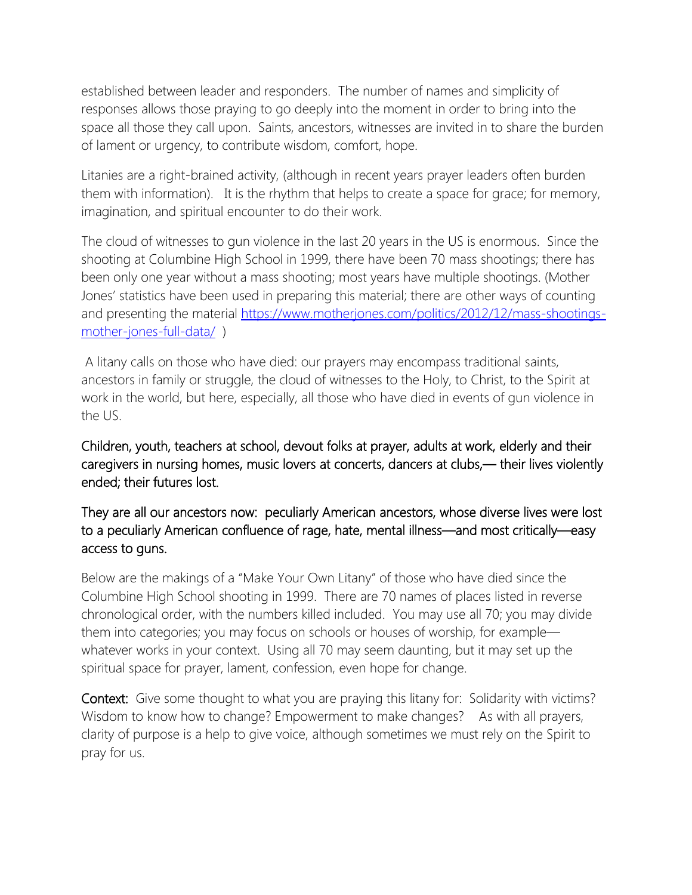established between leader and responders. The number of names and simplicity of responses allows those praying to go deeply into the moment in order to bring into the space all those they call upon. Saints, ancestors, witnesses are invited in to share the burden of lament or urgency, to contribute wisdom, comfort, hope.

Litanies are a right-brained activity, (although in recent years prayer leaders often burden them with information). It is the rhythm that helps to create a space for grace; for memory, imagination, and spiritual encounter to do their work.

The cloud of witnesses to gun violence in the last 20 years in the US is enormous. Since the shooting at Columbine High School in 1999, there have been 70 mass shootings; there has been only one year without a mass shooting; most years have multiple shootings. (Mother Jones' statistics have been used in preparing this material; there are other ways of counting and presenting the material [https://www.motherjones.com/politics/2012/12/mass-shootings-mother-jones-full-data/](https://www.motherjones.com/politics/2012/12/mass-shootings-mother-jones-full-data/) )

A litany calls on those who have died: our prayers may encompass traditional saints, ancestors in family or struggle, the cloud of witnesses to the Holy, to Christ, to the Spirit at work in the world, but here, especially, all those who have died in events of gun violence in the US.

Children, youth, teachers at school, devout folks at prayer, adults at work, elderly and their caregivers in nursing homes, music lovers at concerts, dancers at clubs,— their lives violently ended; their futures lost.

They are all our ancestors now: peculiarly American ancestors, whose diverse lives were lost to a peculiarly American confluence of rage, hate, mental illness—and most critically—easy access to guns.

Below are the makings of a "Make Your Own Litany" of those who have died since the Columbine High School shooting in 1999. There are 70 names of places listed in reverse chronological order, with the numbers killed included. You may use all 70; you may divide them into categories; you may focus on schools or houses of worship, for example—whatever works in your context. Using all 70 may seem daunting, but it may set up the spiritual space for prayer, lament, confession, even hope for change.

**Context:** Give some thought to what you are praying this litany for: Solidarity with victims? Wisdom to know how to change? Empowerment to make changes? As with all prayers, clarity of purpose is a help to give voice, although sometimes we must rely on the Spirit to pray for us.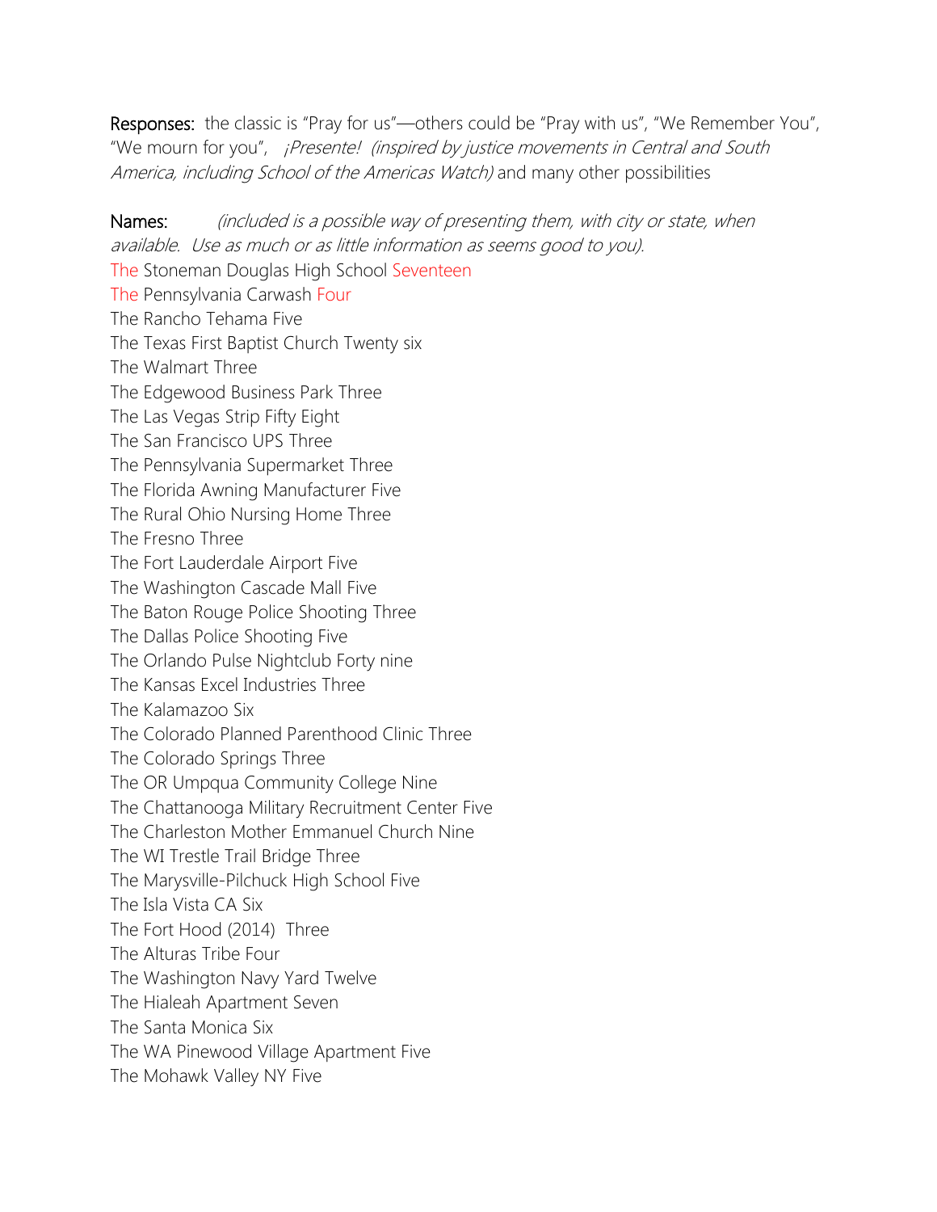**Responses:** the classic is "Pray for us"—others could be "Pray with us", "We Remember You", "We mourn for you", *¡Presente! (inspired by justice movements in Central and South America, including School of the Americas Watch)* and many other possibilities

**Names:** *(included is a possible way of presenting them, with city or state, when available. Use as much or as little information as seems good to you).*

The Stoneman Douglas High School Seventeen
The Pennsylvania Carwash Four
The Rancho Tehama Five
The Texas First Baptist Church Twenty six
The Walmart Three
The Edgewood Business Park Three
The Las Vegas Strip Fifty Eight
The San Francisco UPS Three
The Pennsylvania Supermarket Three
The Florida Awning Manufacturer Five
The Rural Ohio Nursing Home Three
The Fresno Three
The Fort Lauderdale Airport Five
The Washington Cascade Mall Five
The Baton Rouge Police Shooting Three
The Dallas Police Shooting Five
The Orlando Pulse Nightclub Forty nine
The Kansas Excel Industries Three
The Kalamazoo Six
The Colorado Planned Parenthood Clinic Three
The Colorado Springs Three
The OR Umpqua Community College Nine
The Chattanooga Military Recruitment Center Five
The Charleston Mother Emmanuel Church Nine
The WI Trestle Trail Bridge Three
The Marysville-Pilchuck High School Five
The Isla Vista CA Six
The Fort Hood (2014) Three
The Alturas Tribe Four
The Washington Navy Yard Twelve
The Hialeah Apartment Seven
The Santa Monica Six
The WA Pinewood Village Apartment Five
The Mohawk Valley NY Five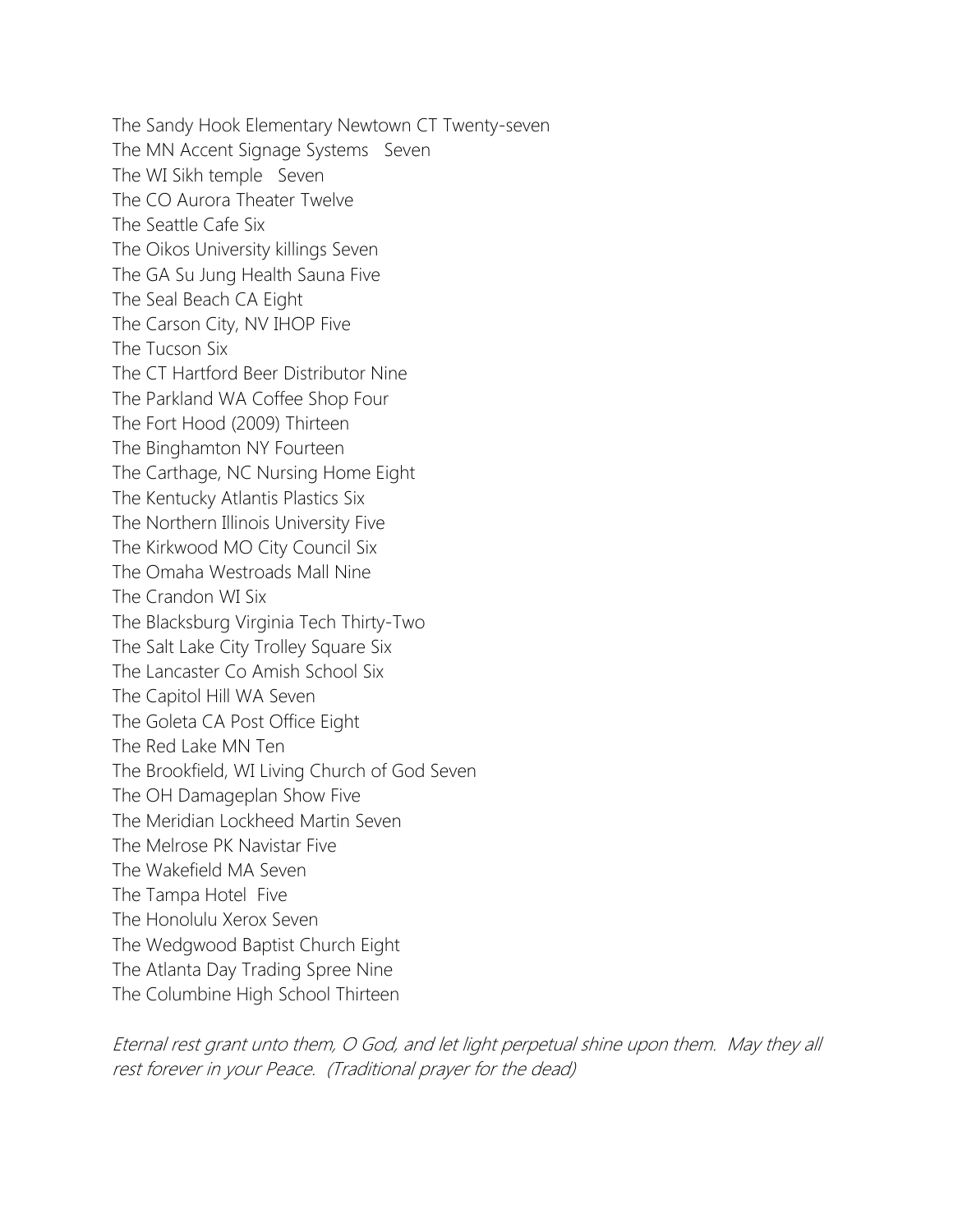The Sandy Hook Elementary Newtown CT Twenty-seven
The MN Accent Signage Systems   Seven
The WI Sikh temple   Seven
The CO Aurora Theater Twelve
The Seattle Cafe Six
The Oikos University killings Seven
The GA Su Jung Health Sauna Five
The Seal Beach CA Eight
The Carson City, NV IHOP Five
The Tucson Six
The CT Hartford Beer Distributor Nine
The Parkland WA Coffee Shop Four
The Fort Hood (2009) Thirteen
The Binghamton NY Fourteen
The Carthage, NC Nursing Home Eight
The Kentucky Atlantis Plastics Six
The Northern Illinois University Five
The Kirkwood MO City Council Six
The Omaha Westroads Mall Nine
The Crandon WI Six
The Blacksburg Virginia Tech Thirty-Two
The Salt Lake City Trolley Square Six
The Lancaster Co Amish School Six
The Capitol Hill WA Seven
The Goleta CA Post Office Eight
The Red Lake MN Ten
The Brookfield, WI Living Church of God Seven
The OH Damageplan Show Five
The Meridian Lockheed Martin Seven
The Melrose PK Navistar Five
The Wakefield MA Seven
The Tampa Hotel  Five
The Honolulu Xerox Seven
The Wedgwood Baptist Church Eight
The Atlanta Day Trading Spree Nine
The Columbine High School Thirteen

*Eternal rest grant unto them, O God, and let light perpetual shine upon them.  May they all rest forever in your Peace.  (Traditional prayer for the dead)*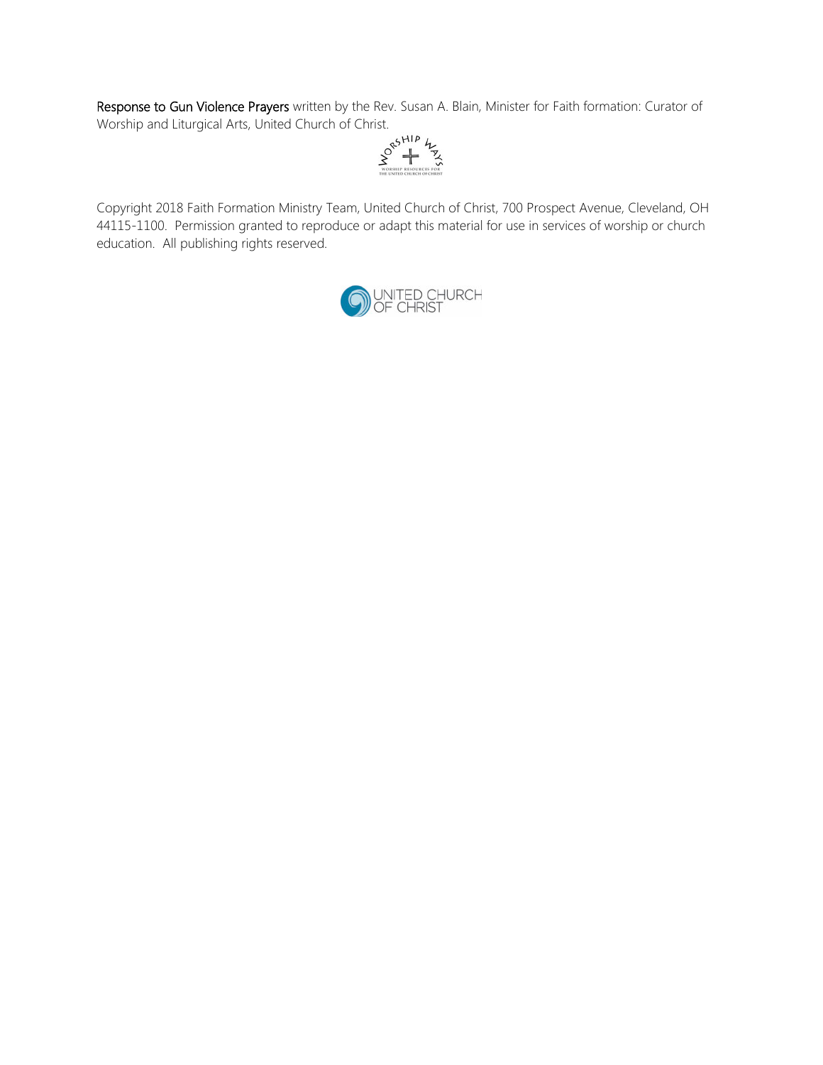**Response to Gun Violence Prayers** written by the Rev. Susan A. Blain, Minister for Faith formation: Curator of Worship and Liturgical Arts, United Church of Christ.

Copyright 2018 Faith Formation Ministry Team, United Church of Christ, 700 Prospect Avenue, Cleveland, OH 44115-1100. Permission granted to reproduce or adapt this material for use in services of worship or church education. All publishing rights reserved.